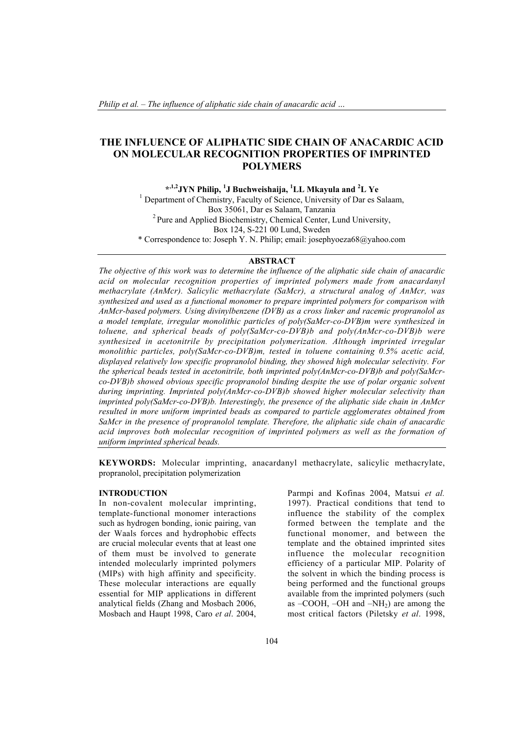# THE INFLUENCE OF ALIPHATIC SIDE CHAIN OF ANACARDIC ACID ON MOLECULAR RECOGNITION PROPERTIES OF IMPRINTED POLYMERS

**[*,1,2]JYN Philip, [1]J Buchweishaija, [1]LL Mkayula and [2]L Ye**

[1] Department of Chemistry, Faculty of Science, University of Dar es Salaam, Box 35061, Dar es Salaam, Tanzania

[2] Pure and Applied Biochemistry, Chemical Center, Lund University, Box 124, S-221 00 Lund, Sweden

\* Correspondence to: Joseph Y. N. Philip; email: josephyoeza68@yahoo.com

## ABSTRACT

*The objective of this work was to determine the influence of the aliphatic side chain of anacardic acid on molecular recognition properties of imprinted polymers made from anacardanyl methacrylate (AnMcr). Salicylic methacrylate (SaMcr), a structural analog of AnMcr, was synthesized and used as a functional monomer to prepare imprinted polymers for comparison with AnMcr-based polymers. Using divinylbenzene (DVB) as a cross linker and racemic propranolol as a model template, irregular monolithic particles of poly(SaMcr-co-DVB)m were synthesized in toluene, and spherical beads of poly(SaMcr-co-DVB)b and poly(AnMcr-co-DVB)b were synthesized in acetonitrile by precipitation polymerization. Although imprinted irregular monolithic particles, poly(SaMcr-co-DVB)m, tested in toluene containing 0.5% acetic acid, displayed relatively low specific propranolol binding, they showed high molecular selectivity. For the spherical beads tested in acetonitrile, both imprinted poly(AnMcr-co-DVB)b and poly(SaMcr-co-DVB)b showed obvious specific propranolol binding despite the use of polar organic solvent during imprinting. Imprinted poly(AnMcr-co-DVB)b showed higher molecular selectivity than imprinted poly(SaMcr-co-DVB)b. Interestingly, the presence of the aliphatic side chain in AnMcr resulted in more uniform imprinted beads as compared to particle agglomerates obtained from SaMcr in the presence of propranolol template. Therefore, the aliphatic side chain of anacardic acid improves both molecular recognition of imprinted polymers as well as the formation of uniform imprinted spherical beads.*

**KEYWORDS:** Molecular imprinting, anacardanyl methacrylate, salicylic methacrylate, propranolol, precipitation polymerization

## INTRODUCTION

In non-covalent molecular imprinting, template-functional monomer interactions such as hydrogen bonding, ionic pairing, van der Waals forces and hydrophobic effects are crucial molecular events that at least one of them must be involved to generate intended molecularly imprinted polymers (MIPs) with high affinity and specificity. These molecular interactions are equally essential for MIP applications in different analytical fields (Zhang and Mosbach 2006, Mosbach and Haupt 1998, Caro *et al*. 2004, Parmpi and Kofinas 2004, Matsui *et al.* 1997). Practical conditions that tend to influence the stability of the complex formed between the template and the functional monomer, and between the template and the obtained imprinted sites influence the molecular recognition efficiency of a particular MIP. Polarity of the solvent in which the binding process is being performed and the functional groups available from the imprinted polymers (such as –COOH, –OH and $–NH_2$) are among the most critical factors (Piletsky *et al*. 1998,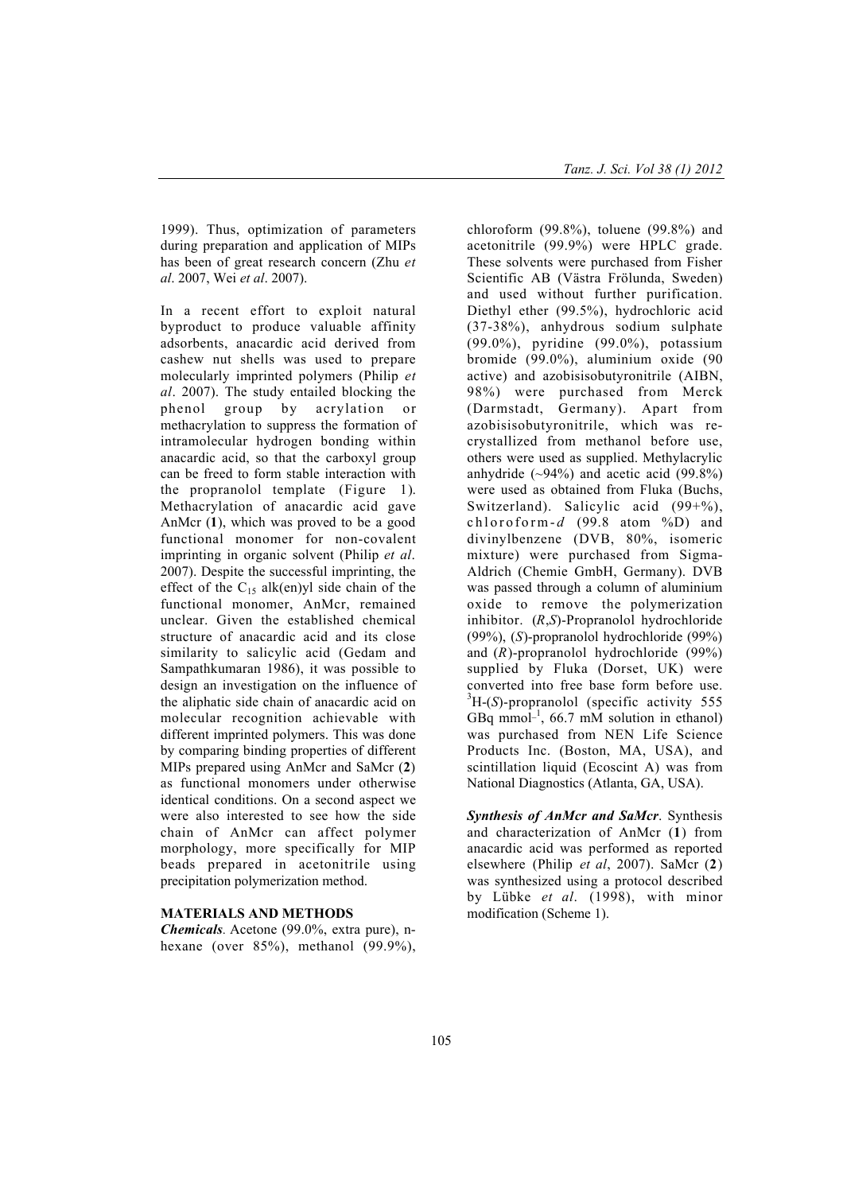1999). Thus, optimization of parameters during preparation and application of MIPs has been of great research concern (Zhu *et al*. 2007, Wei *et al*. 2007).

In a recent effort to exploit natural byproduct to produce valuable affinity adsorbents, anacardic acid derived from cashew nut shells was used to prepare molecularly imprinted polymers (Philip *et al*. 2007). The study entailed blocking the phenol group by acrylation or methacrylation to suppress the formation of intramolecular hydrogen bonding within anacardic acid, so that the carboxyl group can be freed to form stable interaction with the propranolol template (Figure 1). Methacrylation of anacardic acid gave AnMcr (**1**), which was proved to be a good functional monomer for non-covalent imprinting in organic solvent (Philip *et al*. 2007). Despite the successful imprinting, the effect of the $C_{15}$ alk(en)yl side chain of the functional monomer, AnMcr, remained unclear. Given the established chemical structure of anacardic acid and its close similarity to salicylic acid (Gedam and Sampathkumaran 1986), it was possible to design an investigation on the influence of the aliphatic side chain of anacardic acid on molecular recognition achievable with different imprinted polymers. This was done by comparing binding properties of different MIPs prepared using AnMcr and SaMcr (**2**) as functional monomers under otherwise identical conditions. On a second aspect we were also interested to see how the side chain of AnMcr can affect polymer morphology, more specifically for MIP beads prepared in acetonitrile using precipitation polymerization method.

## MATERIALS AND METHODS

***Chemicals*.** Acetone (99.0%, extra pure), n-hexane (over 85%), methanol (99.9%), chloroform (99.8%), toluene (99.8%) and acetonitrile (99.9%) were HPLC grade. These solvents were purchased from Fisher Scientific AB (Västra Frölunda, Sweden) and used without further purification. Diethyl ether (99.5%), hydrochloric acid (37-38%), anhydrous sodium sulphate (99.0%), pyridine (99.0%), potassium bromide (99.0%), aluminium oxide (90 active) and azobisisobutyronitrile (AIBN, 98%) were purchased from Merck (Darmstadt, Germany). Apart from azobisisobutyronitrile, which was re-crystallized from methanol before use, others were used as supplied. Methylacrylic anhydride (~94%) and acetic acid (99.8%) were used as obtained from Fluka (Buchs, Switzerland). Salicylic acid (99+%), chloroform-*d* (99.8 atom %D) and divinylbenzene (DVB, 80%, isomeric mixture) were purchased from Sigma-Aldrich (Chemie GmbH, Germany). DVB was passed through a column of aluminium oxide to remove the polymerization inhibitor. (*R*,*S*)-Propranolol hydrochloride (99%), (*S*)-propranolol hydrochloride (99%) and (*R*)-propranolol hydrochloride (99%) supplied by Fluka (Dorset, UK) were converted into free base form before use. $^{3}$H-(*S*)-propranolol (specific activity 555 GBq mmol$^{-1}$, 66.7 mM solution in ethanol) was purchased from NEN Life Science Products Inc. (Boston, MA, USA), and scintillation liquid (Ecoscint A) was from National Diagnostics (Atlanta, GA, USA).

***Synthesis of AnMcr and SaMcr*.** Synthesis and characterization of AnMcr (**1**) from anacardic acid was performed as reported elsewhere (Philip *et al*, 2007). SaMcr (**2**) was synthesized using a protocol described by Lübke *et al*. (1998), with minor modification (Scheme 1).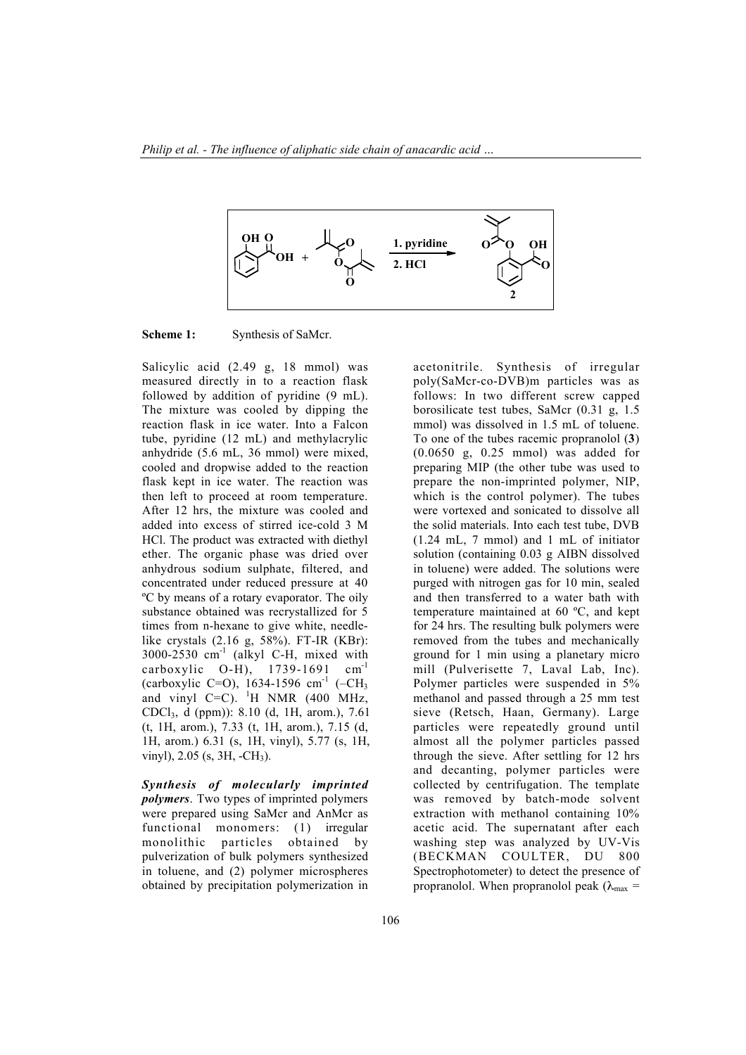**Scheme 1:** Synthesis of SaMcr.

Salicylic acid (2.49 g, 18 mmol) was measured directly in to a reaction flask followed by addition of pyridine (9 mL). The mixture was cooled by dipping the reaction flask in ice water. Into a Falcon tube, pyridine (12 mL) and methylacrylic anhydride (5.6 mL, 36 mmol) were mixed, cooled and dropwise added to the reaction flask kept in ice water. The reaction was then left to proceed at room temperature. After 12 hrs, the mixture was cooled and added into excess of stirred ice-cold 3 M HCl. The product was extracted with diethyl ether. The organic phase was dried over anhydrous sodium sulphate, filtered, and concentrated under reduced pressure at 40 ºC by means of a rotary evaporator. The oily substance obtained was recrystallized for 5 times from n-hexane to give white, needle-like crystals (2.16 g, 58%). FT-IR (KBr): 3000-2530 $cm^{-1}$ (alkyl C-H, mixed with carboxylic O-H), 1739-1691 $cm^{-1}$ (carboxylic C=O), 1634-1596 $cm^{-1}$ ($-CH_3$ and vinyl C=C). $^1$H NMR (400 MHz, $CDCl_3$, d (ppm)): 8.10 (d, 1H, arom.), 7.61 (t, 1H, arom.), 7.33 (t, 1H, arom.), 7.15 (d, 1H, arom.) 6.31 (s, 1H, vinyl), 5.77 (s, 1H, vinyl), 2.05 (s, 3H, $-CH_3$).

***Synthesis of molecularly imprinted polymers***. Two types of imprinted polymers were prepared using SaMcr and AnMcr as functional monomers: (1) irregular monolithic particles obtained by pulverization of bulk polymers synthesized in toluene, and (2) polymer microspheres obtained by precipitation polymerization in acetonitrile. Synthesis of irregular poly(SaMcr-co-DVB)m particles was as follows: In two different screw capped borosilicate test tubes, SaMcr (0.31 g, 1.5 mmol) was dissolved in 1.5 mL of toluene. To one of the tubes racemic propranolol (**3**) (0.0650 g, 0.25 mmol) was added for preparing MIP (the other tube was used to prepare the non-imprinted polymer, NIP, which is the control polymer). The tubes were vortexed and sonicated to dissolve all the solid materials. Into each test tube, DVB (1.24 mL, 7 mmol) and 1 mL of initiator solution (containing 0.03 g AIBN dissolved in toluene) were added. The solutions were purged with nitrogen gas for 10 min, sealed and then transferred to a water bath with temperature maintained at 60 ºC, and kept for 24 hrs. The resulting bulk polymers were removed from the tubes and mechanically ground for 1 min using a planetary micro mill (Pulverisette 7, Laval Lab, Inc). Polymer particles were suspended in 5% methanol and passed through a 25 mm test sieve (Retsch, Haan, Germany). Large particles were repeatedly ground until almost all the polymer particles passed through the sieve. After settling for 12 hrs and decanting, polymer particles were collected by centrifugation. The template was removed by batch-mode solvent extraction with methanol containing 10% acetic acid. The supernatant after each washing step was analyzed by UV-Vis (BECKMAN COULTER, DU 800 Spectrophotometer) to detect the presence of propranolol. When propranolol peak ($\lambda_{max}$ =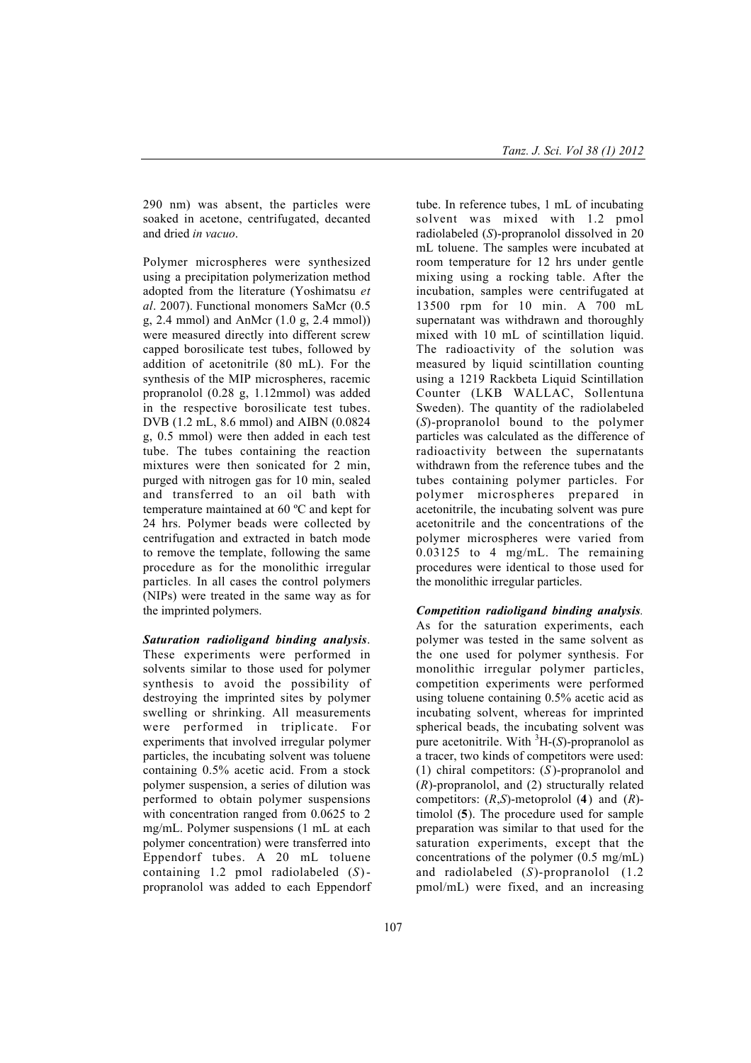290 nm) was absent, the particles were soaked in acetone, centrifugated, decanted and dried *in vacuo*.

Polymer microspheres were synthesized using a precipitation polymerization method adopted from the literature (Yoshimatsu *et al*. 2007). Functional monomers SaMcr (0.5 g, 2.4 mmol) and AnMcr (1.0 g, 2.4 mmol)) were measured directly into different screw capped borosilicate test tubes, followed by addition of acetonitrile (80 mL). For the synthesis of the MIP microspheres, racemic propranolol (0.28 g, 1.12mmol) was added in the respective borosilicate test tubes. DVB (1.2 mL, 8.6 mmol) and AIBN (0.0824 g, 0.5 mmol) were then added in each test tube. The tubes containing the reaction mixtures were then sonicated for 2 min, purged with nitrogen gas for 10 min, sealed and transferred to an oil bath with temperature maintained at 60 ºC and kept for 24 hrs. Polymer beads were collected by centrifugation and extracted in batch mode to remove the template, following the same procedure as for the monolithic irregular particles. In all cases the control polymers (NIPs) were treated in the same way as for the imprinted polymers.

***Saturation radioligand binding analysis***. These experiments were performed in solvents similar to those used for polymer synthesis to avoid the possibility of destroying the imprinted sites by polymer swelling or shrinking. All measurements were performed in triplicate. For experiments that involved irregular polymer particles, the incubating solvent was toluene containing 0.5% acetic acid. From a stock polymer suspension, a series of dilution was performed to obtain polymer suspensions with concentration ranged from 0.0625 to 2 mg/mL. Polymer suspensions (1 mL at each polymer concentration) were transferred into Eppendorf tubes. A 20 mL toluene containing 1.2 pmol radiolabeled (*S*)-propranolol was added to each Eppendorf tube. In reference tubes, 1 mL of incubating solvent was mixed with 1.2 pmol radiolabeled (*S*)-propranolol dissolved in 20 mL toluene. The samples were incubated at room temperature for 12 hrs under gentle mixing using a rocking table. After the incubation, samples were centrifugated at 13500 rpm for 10 min. A 700 mL supernatant was withdrawn and thoroughly mixed with 10 mL of scintillation liquid. The radioactivity of the solution was measured by liquid scintillation counting using a 1219 Rackbeta Liquid Scintillation Counter (LKB WALLAC, Sollentuna Sweden). The quantity of the radiolabeled (*S*)-propranolol bound to the polymer particles was calculated as the difference of radioactivity between the supernatants withdrawn from the reference tubes and the tubes containing polymer particles. For polymer microspheres prepared in acetonitrile, the incubating solvent was pure acetonitrile and the concentrations of the polymer microspheres were varied from 0.03125 to 4 mg/mL. The remaining procedures were identical to those used for the monolithic irregular particles.

***Competition radioligand binding analysis***. As for the saturation experiments, each polymer was tested in the same solvent as the one used for polymer synthesis. For monolithic irregular polymer particles, competition experiments were performed using toluene containing 0.5% acetic acid as incubating solvent, whereas for imprinted spherical beads, the incubating solvent was pure acetonitrile. With $^{3}$H-(*S*)-propranolol as a tracer, two kinds of competitors were used: (1) chiral competitors: (*S*)-propranolol and (*R*)-propranolol, and (2) structurally related competitors: (*R*,*S*)-metoprolol (**4**) and (*R*)-timolol (**5**). The procedure used for sample preparation was similar to that used for the saturation experiments, except that the concentrations of the polymer (0.5 mg/mL) and radiolabeled (*S*)-propranolol (1.2 pmol/mL) were fixed, and an increasing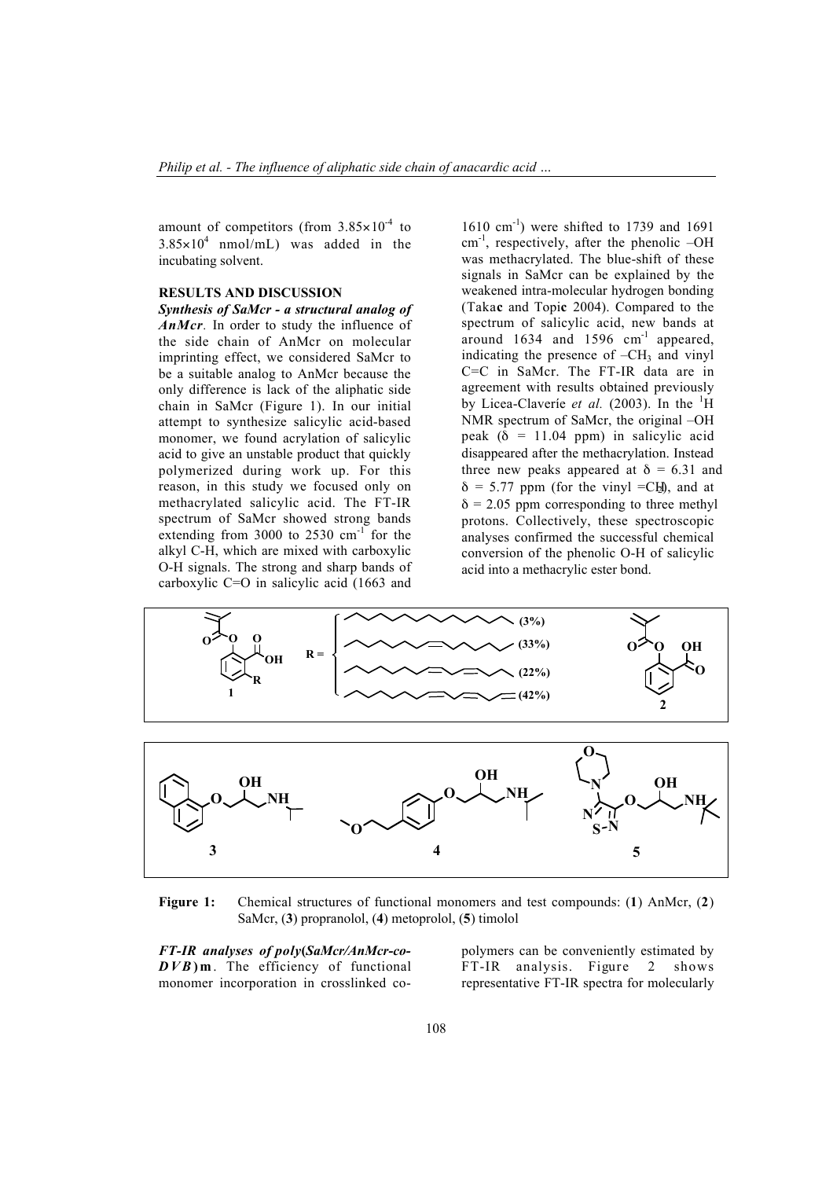amount of competitors (from $3.85 \times 10^{-4}$ to $3.85 \times 10^{4}$ nmol/mL) was added in the incubating solvent.

## RESULTS AND DISCUSSION

***Synthesis of SaMcr - a structural analog of AnMcr***. In order to study the influence of the side chain of AnMcr on molecular imprinting effect, we considered SaMcr to be a suitable analog to AnMcr because the only difference is lack of the aliphatic side chain in SaMcr (Figure 1). In our initial attempt to synthesize salicylic acid-based monomer, we found acrylation of salicylic acid to give an unstable product that quickly polymerized during work up. For this reason, in this study we focused only on methacrylated salicylic acid. The FT-IR spectrum of SaMcr showed strong bands extending from 3000 to 2530 $cm^{-1}$ for the alkyl C-H, which are mixed with carboxylic O-H signals. The strong and sharp bands of carboxylic C=O in salicylic acid (1663 and 1610 $cm^{-1}$) were shifted to 1739 and 1691 $cm^{-1}$, respectively, after the phenolic –OH was methacrylated. The blue-shift of these signals in SaMcr can be explained by the weakened intra-molecular hydrogen bonding (Takač and Topič 2004). Compared to the spectrum of salicylic acid, new bands at around 1634 and 1596 $cm^{-1}$ appeared, indicating the presence of $-CH_3$ and vinyl C=C in SaMcr. The FT-IR data are in agreement with results obtained previously by Licea-Claveríe *et al.* (2003). In the $^1H$ NMR spectrum of SaMcr, the original –OH peak ($\delta$ = 11.04 ppm) in salicylic acid disappeared after the methacrylation. Instead three new peaks appeared at $\delta$ = 6.31 and $\delta$ = 5.77 ppm (for the vinyl $=CH_2$), and at $\delta$ = 2.05 ppm corresponding to three methyl protons. Collectively, these spectroscopic analyses confirmed the successful chemical conversion of the phenolic O-H of salicylic acid into a methacrylic ester bond.

**Figure 1:** Chemical structures of functional monomers and test compounds: (**1**) AnMcr, (**2**) SaMcr, (**3**) propranolol, (**4**) metoprolol, (**5**) timolol

***FT-IR analyses of poly(SaMcr/AnMcr-co-DVB)m***. The efficiency of functional monomer incorporation in crosslinked co-polymers can be conveniently estimated by FT-IR analysis. Figure 2 shows representative FT-IR spectra for molecularly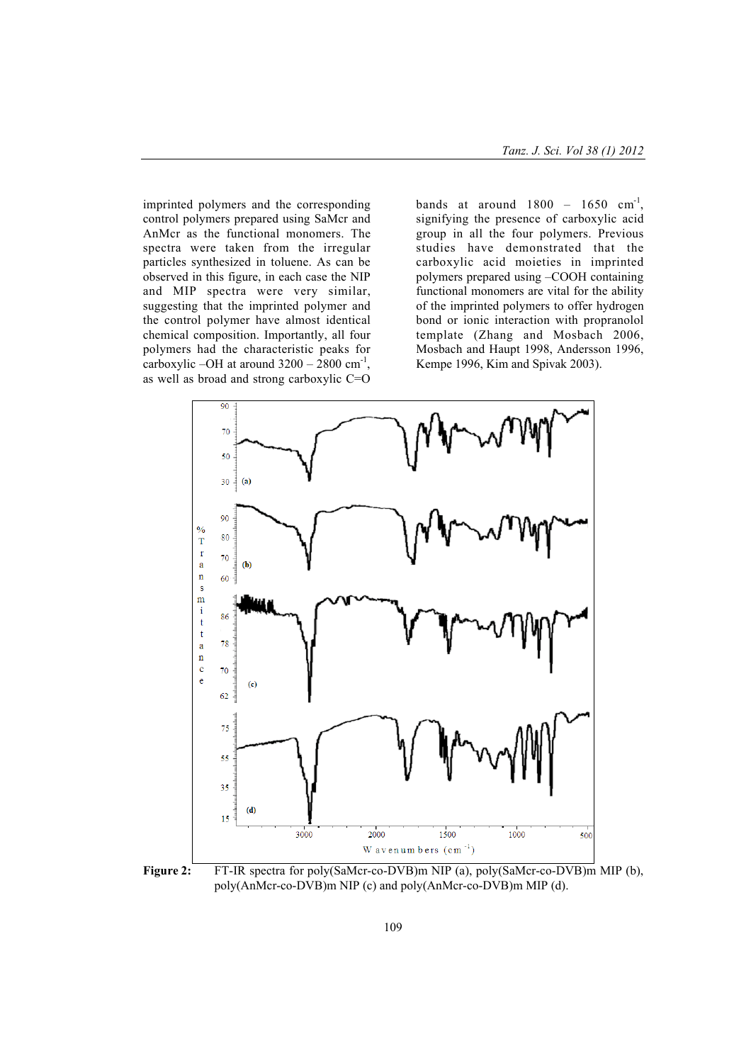imprinted polymers and the corresponding control polymers prepared using SaMcr and AnMcr as the functional monomers. The spectra were taken from the irregular particles synthesized in toluene. As can be observed in this figure, in each case the NIP and MIP spectra were very similar, suggesting that the imprinted polymer and the control polymer have almost identical chemical composition. Importantly, all four polymers had the characteristic peaks for carboxylic –OH at around 3200 – 2800 $cm^{-1}$, as well as broad and strong carboxylic C=O bands at around 1800 – 1650 $cm^{-1}$, signifying the presence of carboxylic acid group in all the four polymers. Previous studies have demonstrated that the carboxylic acid moieties in imprinted polymers prepared using –COOH containing functional monomers are vital for the ability of the imprinted polymers to offer hydrogen bond or ionic interaction with propranolol template (Zhang and Mosbach 2006, Mosbach and Haupt 1998, Andersson 1996, Kempe 1996, Kim and Spivak 2003).

**Figure 2:** FT-IR spectra for poly(SaMcr-co-DVB)m NIP (a), poly(SaMcr-co-DVB)m MIP (b), poly(AnMcr-co-DVB)m NIP (c) and poly(AnMcr-co-DVB)m MIP (d).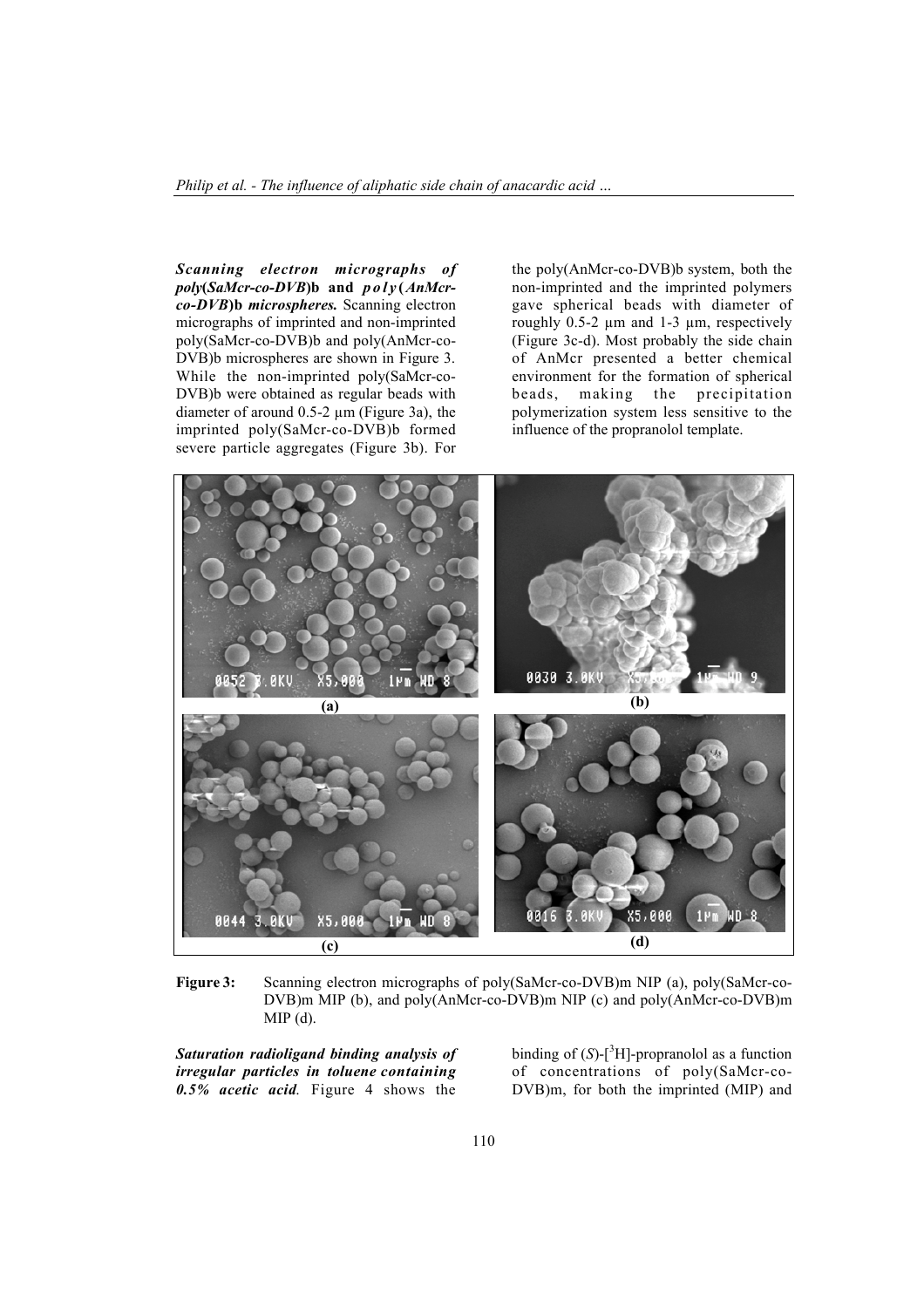***Scanning electron micrographs of poly(SaMcr-co-DVB)b and poly(AnMcr-co-DVB)b microspheres.*** Scanning electron micrographs of imprinted and non-imprinted poly(SaMcr-co-DVB)b and poly(AnMcr-co-DVB)b microspheres are shown in Figure 3. While the non-imprinted poly(SaMcr-co-DVB)b were obtained as regular beads with diameter of around 0.5-2 µm (Figure 3a), the imprinted poly(SaMcr-co-DVB)b formed severe particle aggregates (Figure 3b). For the poly(AnMcr-co-DVB)b system, both the non-imprinted and the imprinted polymers gave spherical beads with diameter of roughly 0.5-2 µm and 1-3 µm, respectively (Figure 3c-d). Most probably the side chain of AnMcr presented a better chemical environment for the formation of spherical beads, making the precipitation polymerization system less sensitive to the influence of the propranolol template.

**Figure 3:** Scanning electron micrographs of poly(SaMcr-co-DVB)m NIP (a), poly(SaMcr-co-DVB)m MIP (b), and poly(AnMcr-co-DVB)m NIP (c) and poly(AnMcr-co-DVB)m MIP (d).

***Saturation radioligand binding analysis of irregular particles in toluene containing 0.5% acetic acid.*** Figure 4 shows the binding of (*S*)-[$^3$H]-propranolol as a function of concentrations of poly(SaMcr-co-DVB)m, for both the imprinted (MIP) and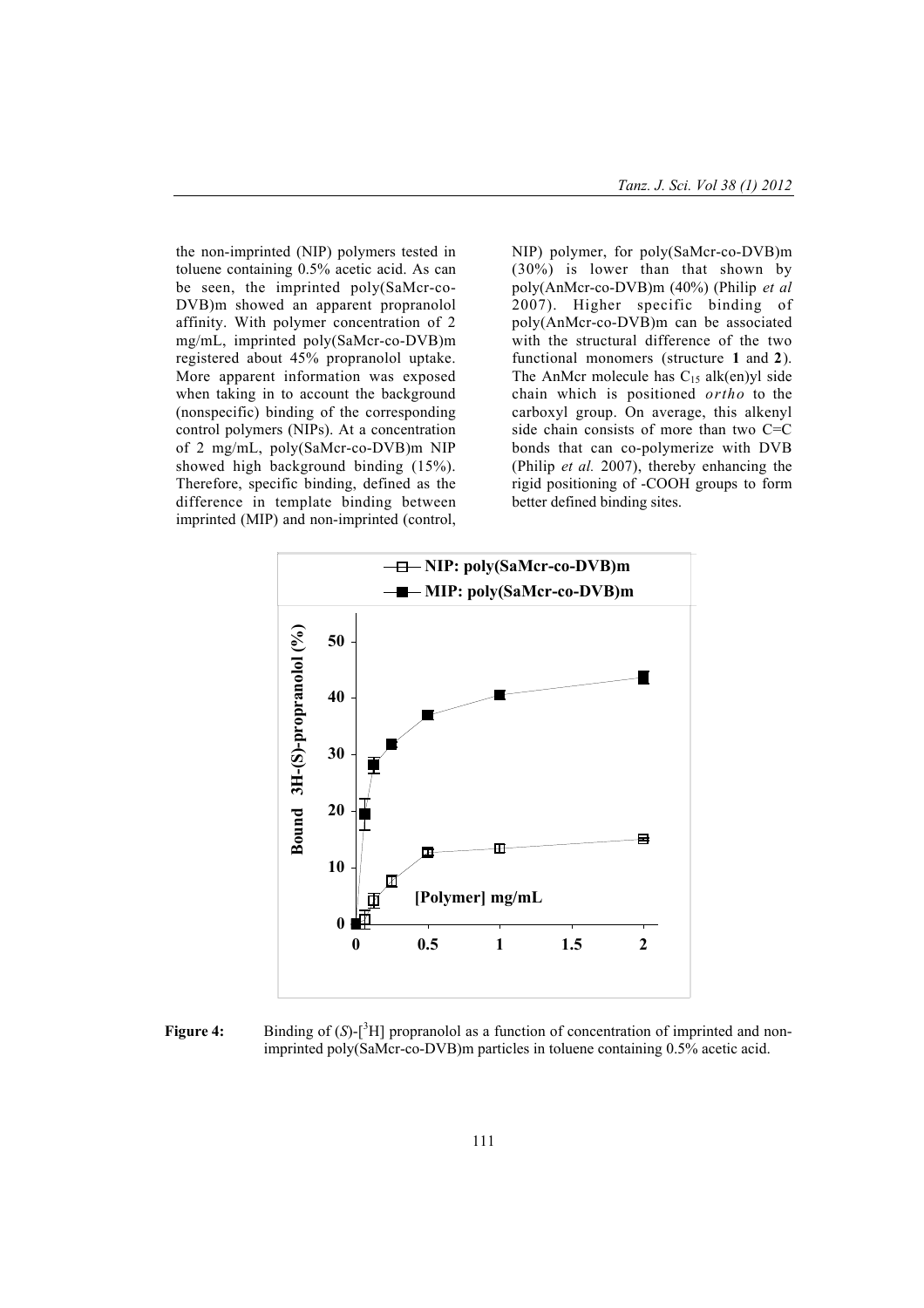the non-imprinted (NIP) polymers tested in toluene containing 0.5% acetic acid. As can be seen, the imprinted poly(SaMcr-co-DVB)m showed an apparent propranolol affinity. With polymer concentration of 2 mg/mL, imprinted poly(SaMcr-co-DVB)m registered about 45% propranolol uptake. More apparent information was exposed when taking in to account the background (nonspecific) binding of the corresponding control polymers (NIPs). At a concentration of 2 mg/mL, poly(SaMcr-co-DVB)m NIP showed high background binding (15%). Therefore, specific binding, defined as the difference in template binding between imprinted (MIP) and non-imprinted (control, NIP) polymer, for poly(SaMcr-co-DVB)m (30%) is lower than that shown by poly(AnMcr-co-DVB)m (40%) (Philip *et al* 2007). Higher specific binding of poly(AnMcr-co-DVB)m can be associated with the structural difference of the two functional monomers (structure **1** and **2**). The AnMcr molecule has $C_{15}$ alk(en)yl side chain which is positioned *ortho* to the carboxyl group. On average, this alkenyl side chain consists of more than two C=C bonds that can co-polymerize with DVB (Philip *et al.* 2007), thereby enhancing the rigid positioning of -COOH groups to form better defined binding sites.

**Figure 4:** Binding of (*S*)-[$^3$H] propranolol as a function of concentration of imprinted and non-imprinted poly(SaMcr-co-DVB)m particles in toluene containing 0.5% acetic acid.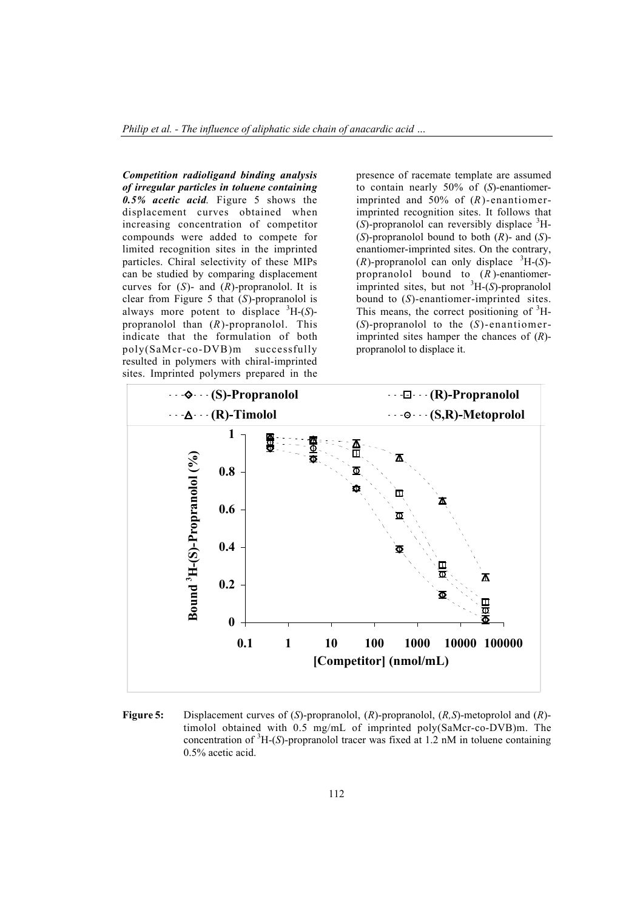***Competition radioligand binding analysis of irregular particles in toluene containing 0.5% acetic acid.*** Figure 5 shows the displacement curves obtained when increasing concentration of competitor compounds were added to compete for limited recognition sites in the imprinted particles. Chiral selectivity of these MIPs can be studied by comparing displacement curves for (*S*)- and (*R*)-propranolol. It is clear from Figure 5 that (*S*)-propranolol is always more potent to displace $^{3}$H-(*S*)-propranolol than (*R*)-propranolol. This indicate that the formulation of both poly(SaMcr-co-DVB)m successfully resulted in polymers with chiral-imprinted sites. Imprinted polymers prepared in the presence of racemate template are assumed to contain nearly 50% of (*S*)-enantiomer-imprinted and 50% of (*R*)-enantiomer-imprinted recognition sites. It follows that (*S*)-propranolol can reversibly displace $^{3}$H-(*S*)-propranolol bound to both (*R*)- and (*S*)-enantiomer-imprinted sites. On the contrary, (*R*)-propranolol can only displace $^{3}$H-(*S*)-propranolol bound to (*R*)-enantiomer-imprinted sites, but not $^{3}$H-(*S*)-propranolol bound to (*S*)-enantiomer-imprinted sites. This means, the correct positioning of $^{3}$H-(*S*)-propranolol to the (*S*)-enantiomer-imprinted sites hamper the chances of (*R*)-propranolol to displace it.

**Figure 5:** Displacement curves of (*S*)-propranolol, (*R*)-propranolol, (*R,S*)-metoprolol and (*R*)-timolol obtained with 0.5 mg/mL of imprinted poly(SaMcr-co-DVB)m. The concentration of $^{3}$H-(*S*)-propranolol tracer was fixed at 1.2 nM in toluene containing 0.5% acetic acid.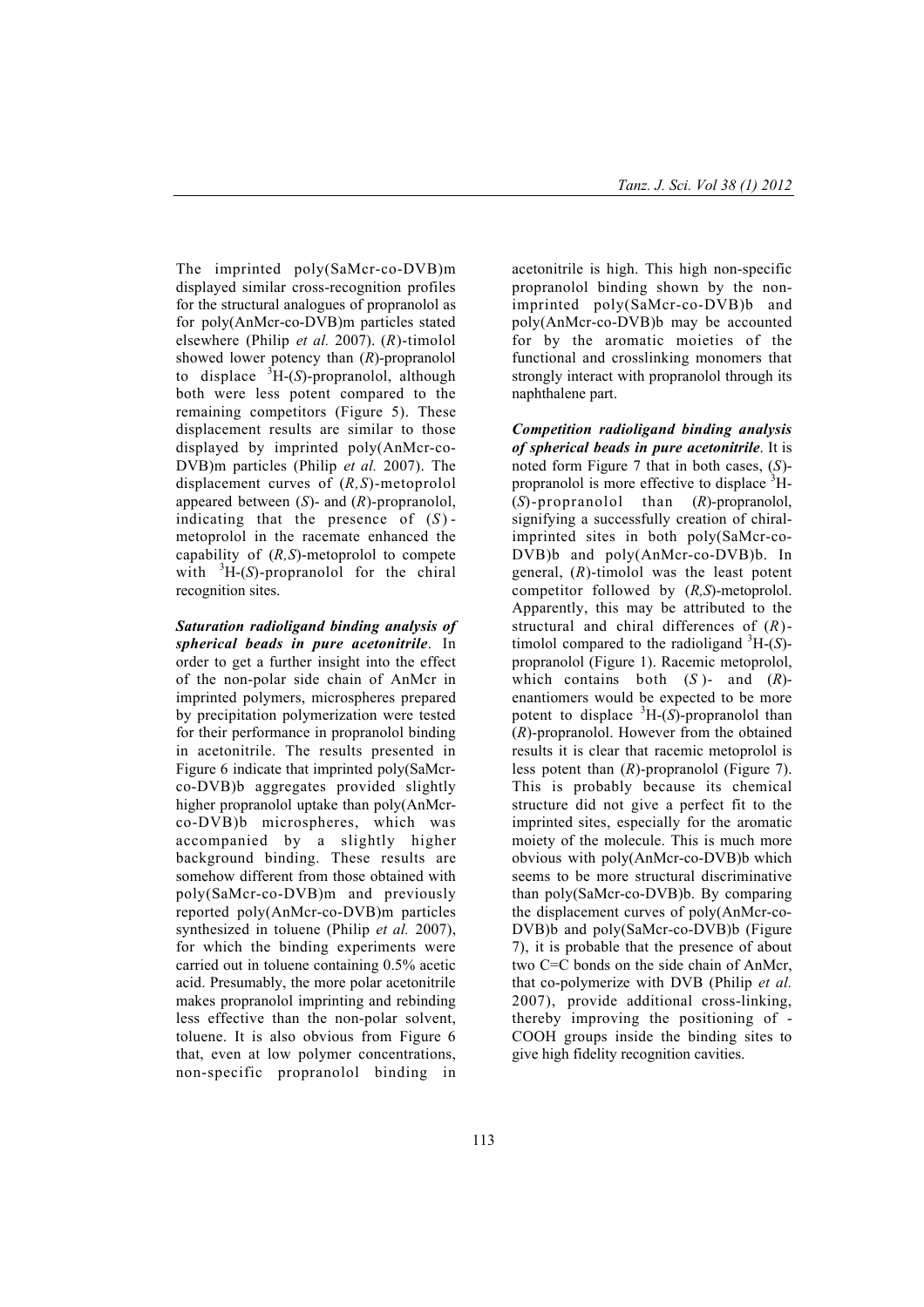The imprinted poly(SaMcr-co-DVB)m displayed similar cross-recognition profiles for the structural analogues of propranolol as for poly(AnMcr-co-DVB)m particles stated elsewhere (Philip *et al.* 2007). (*R*)-timolol showed lower potency than (*R*)-propranolol to displace $^{3}$H-(*S*)-propranolol, although both were less potent compared to the remaining competitors (Figure 5). These displacement results are similar to those displayed by imprinted poly(AnMcr-co-DVB)m particles (Philip *et al.* 2007). The displacement curves of (*R,S*)-metoprolol appeared between (*S*)- and (*R*)-propranolol, indicating that the presence of (*S*)-metoprolol in the racemate enhanced the capability of (*R,S*)-metoprolol to compete with $^{3}$H-(*S*)-propranolol for the chiral recognition sites.

***Saturation radioligand binding analysis of spherical beads in pure acetonitrile*.** In order to get a further insight into the effect of the non-polar side chain of AnMcr in imprinted polymers, microspheres prepared by precipitation polymerization were tested for their performance in propranolol binding in acetonitrile. The results presented in Figure 6 indicate that imprinted poly(SaMcr-co-DVB)b aggregates provided slightly higher propranolol uptake than poly(AnMcr-co-DVB)b microspheres, which was accompanied by a slightly higher background binding. These results are somehow different from those obtained with poly(SaMcr-co-DVB)m and previously reported poly(AnMcr-co-DVB)m particles synthesized in toluene (Philip *et al.* 2007), for which the binding experiments were carried out in toluene containing 0.5% acetic acid. Presumably, the more polar acetonitrile makes propranolol imprinting and rebinding less effective than the non-polar solvent, toluene. It is also obvious from Figure 6 that, even at low polymer concentrations, non-specific propranolol binding in acetonitrile is high. This high non-specific propranolol binding shown by the non-imprinted poly(SaMcr-co-DVB)b and poly(AnMcr-co-DVB)b may be accounted for by the aromatic moieties of the functional and crosslinking monomers that strongly interact with propranolol through its naphthalene part.

***Competition radioligand binding analysis of spherical beads in pure acetonitrile*.** It is noted form Figure 7 that in both cases, (*S*)-propranolol is more effective to displace $^{3}$H-(*S*)-propranolol than (*R*)-propranolol, signifying a successfully creation of chiral-imprinted sites in both poly(SaMcr-co-DVB)b and poly(AnMcr-co-DVB)b. In general, (*R*)-timolol was the least potent competitor followed by (*R,S*)-metoprolol. Apparently, this may be attributed to the structural and chiral differences of (*R*)-timolol compared to the radioligand $^{3}$H-(*S*)-propranolol (Figure 1). Racemic metoprolol, which contains both (*S*)- and (*R*)-enantiomers would be expected to be more potent to displace $^{3}$H-(*S*)-propranolol than (*R*)-propranolol. However from the obtained results it is clear that racemic metoprolol is less potent than (*R*)-propranolol (Figure 7). This is probably because its chemical structure did not give a perfect fit to the imprinted sites, especially for the aromatic moiety of the molecule. This is much more obvious with poly(AnMcr-co-DVB)b which seems to be more structural discriminative than poly(SaMcr-co-DVB)b. By comparing the displacement curves of poly(AnMcr-co-DVB)b and poly(SaMcr-co-DVB)b (Figure 7), it is probable that the presence of about two C=C bonds on the side chain of AnMcr, that co-polymerize with DVB (Philip *et al.* 2007), provide additional cross-linking, thereby improving the positioning of -COOH groups inside the binding sites to give high fidelity recognition cavities.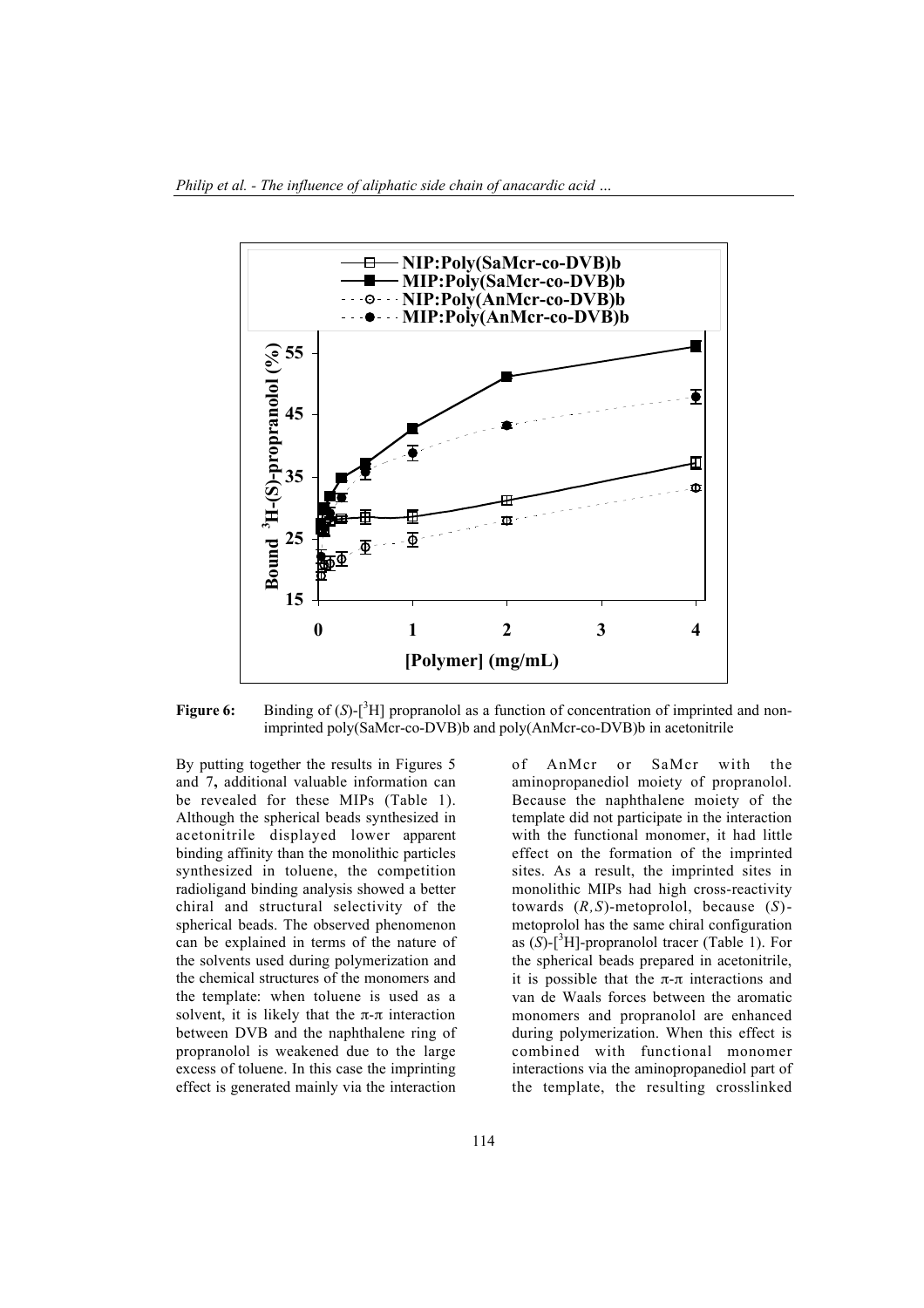**Figure 6:** Binding of (*S*)-[$^3$H] propranolol as a function of concentration of imprinted and non-imprinted poly(SaMcr-co-DVB)b and poly(AnMcr-co-DVB)b in acetonitrile

By putting together the results in Figures 5 and 7, additional valuable information can be revealed for these MIPs (Table 1). Although the spherical beads synthesized in acetonitrile displayed lower apparent binding affinity than the monolithic particles synthesized in toluene, the competition radioligand binding analysis showed a better chiral and structural selectivity of the spherical beads. The observed phenomenon can be explained in terms of the nature of the solvents used during polymerization and the chemical structures of the monomers and the template: when toluene is used as a solvent, it is likely that the π-π interaction between DVB and the naphthalene ring of propranolol is weakened due to the large excess of toluene. In this case the imprinting effect is generated mainly via the interaction of AnMcr or SaMcr with the aminopropanediol moiety of propranolol. Because the naphthalene moiety of the template did not participate in the interaction with the functional monomer, it had little effect on the formation of the imprinted sites. As a result, the imprinted sites in monolithic MIPs had high cross-reactivity towards (*R,S*)-metoprolol, because (*S*)-metoprolol has the same chiral configuration as (*S*)-[$^3$H]-propranolol tracer (Table 1). For the spherical beads prepared in acetonitrile, it is possible that the π-π interactions and van de Waals forces between the aromatic monomers and propranolol are enhanced during polymerization. When this effect is combined with functional monomer interactions via the aminopropanediol part of the template, the resulting crosslinked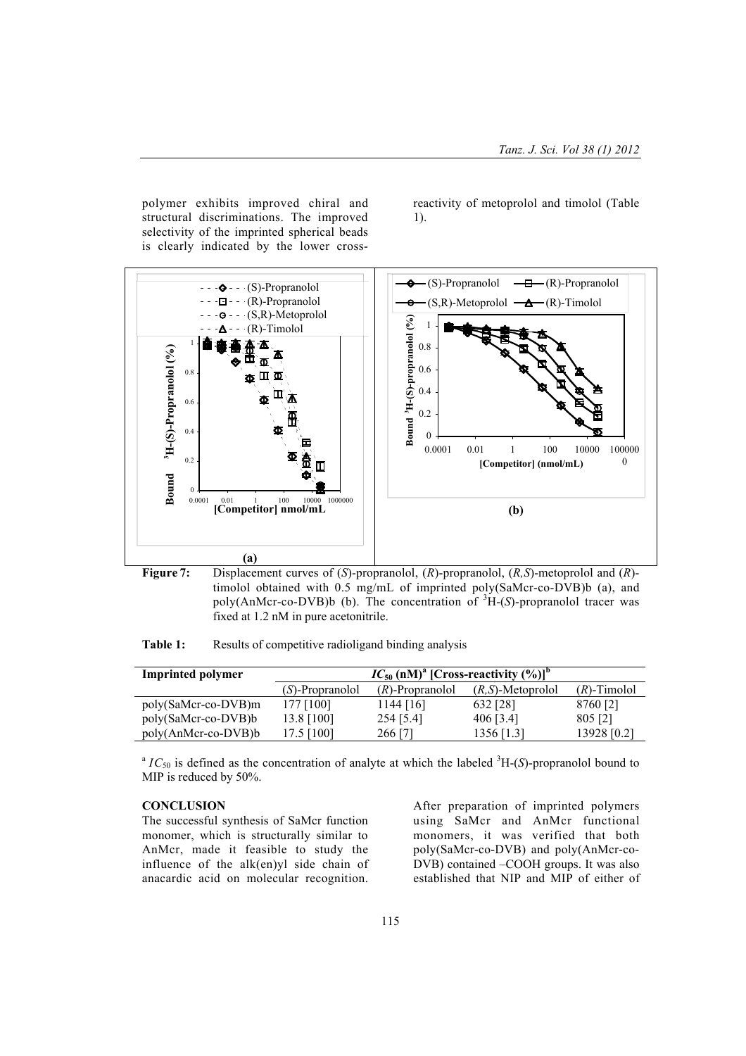polymer exhibits improved chiral and structural discriminations. The improved selectivity of the imprinted spherical beads is clearly indicated by the lower cross-reactivity of metoprolol and timolol (Table 1).

**Figure 7:** Displacement curves of (*S*)-propranolol, (*R*)-propranolol, (*R,S*)-metoprolol and (*R*)-timolol obtained with 0.5 mg/mL of imprinted poly(SaMcr-co-DVB)b (a), and poly(AnMcr-co-DVB)b (b). The concentration of $^3$H-(*S*)-propranolol tracer was fixed at 1.2 nM in pure acetonitrile.

**Table 1:** Results of competitive radioligand binding analysis

| Imprinted polymer | $IC_{50}$ (nM)[a] [Cross-reactivity (%)][b] | | | |
|---|---|---|---|---|
| | (*S*)-Propranolol | (*R*)-Propranolol | (*R,S*)-Metoprolol | (*R*)-Timolol |
| poly(SaMcr-co-DVB)m | 177 [100] | 1144 [16] | 632 [28] | 8760 [2] |
| poly(SaMcr-co-DVB)b | 13.8 [100] | 254 [5.4] | 406 [3.4] | 805 [2] |
| poly(AnMcr-co-DVB)b | 17.5 [100] | 266 [7] | 1356 [1.3] | 13928 [0.2] |

[a] $IC_{50}$ is defined as the concentration of analyte at which the labeled $^3$H-(*S*)-propranolol bound to MIP is reduced by 50%.

## CONCLUSION

The successful synthesis of SaMcr function monomer, which is structurally similar to AnMcr, made it feasible to study the influence of the alk(en)yl side chain of anacardic acid on molecular recognition. After preparation of imprinted polymers using SaMcr and AnMcr functional monomers, it was verified that both poly(SaMcr-co-DVB) and poly(AnMcr-co-DVB) contained –COOH groups. It was also established that NIP and MIP of either of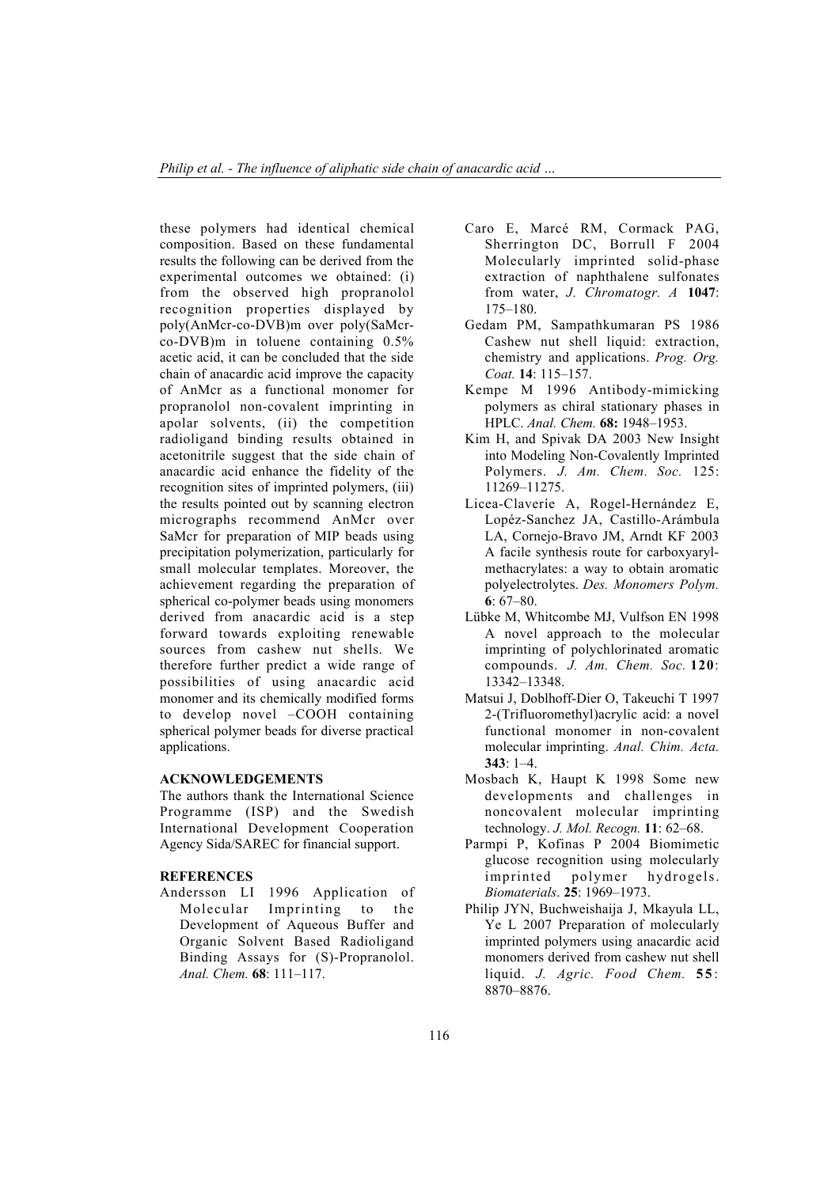these polymers had identical chemical composition. Based on these fundamental results the following can be derived from the experimental outcomes we obtained: (i) from the observed high propranolol recognition properties displayed by poly(AnMcr-co-DVB)m over poly(SaMcr-co-DVB)m in toluene containing 0.5% acetic acid, it can be concluded that the side chain of anacardic acid improve the capacity of AnMcr as a functional monomer for propranolol non-covalent imprinting in apolar solvents, (ii) the competition radioligand binding results obtained in acetonitrile suggest that the side chain of anacardic acid enhance the fidelity of the recognition sites of imprinted polymers, (iii) the results pointed out by scanning electron micrographs recommend AnMcr over SaMcr for preparation of MIP beads using precipitation polymerization, particularly for small molecular templates. Moreover, the achievement regarding the preparation of spherical co-polymer beads using monomers derived from anacardic acid is a step forward towards exploiting renewable sources from cashew nut shells. We therefore further predict a wide range of possibilities of using anacardic acid monomer and its chemically modified forms to develop novel –COOH containing spherical polymer beads for diverse practical applications.

## ACKNOWLEDGEMENTS

The authors thank the International Science Programme (ISP) and the Swedish International Development Cooperation Agency Sida/SAREC for financial support.

## REFERENCES

Andersson LI 1996 Application of Molecular Imprinting to the Development of Aqueous Buffer and Organic Solvent Based Radioligand Binding Assays for (S)-Propranolol. *Anal. Chem.* **68**: 111–117.

Caro E, Marcé RM, Cormack PAG, Sherrington DC, Borrull F 2004 Molecularly imprinted solid-phase extraction of naphthalene sulfonates from water, *J. Chromatogr. A* **1047**: 175–180.

Gedam PM, Sampathkumaran PS 1986 Cashew nut shell liquid: extraction, chemistry and applications. *Prog. Org. Coat.* **14**: 115–157.

Kempe M 1996 Antibody-mimicking polymers as chiral stationary phases in HPLC. *Anal. Chem.* **68:** 1948–1953.

Kim H, and Spivak DA 2003 New Insight into Modeling Non-Covalently Imprinted Polymers. *J. Am. Chem. Soc.* 125: 11269–11275.

Licea-Claveríe A, Rogel-Hernández E, Lopéz-Sanchez JA, Castillo-Arámbula LA, Cornejo-Bravo JM, Arndt KF 2003 A facile synthesis route for carboxyaryl-methacrylates: a way to obtain aromatic polyelectrolytes. *Des. Monomers Polym.* **6**: 67–80.

Lübke M, Whitcombe MJ, Vulfson EN 1998 A novel approach to the molecular imprinting of polychlorinated aromatic compounds. *J. Am. Chem. Soc.* **120**: 13342–13348.

Matsui J, Doblhoff-Dier O, Takeuchi T 1997 2-(Trifluoromethyl)acrylic acid: a novel functional monomer in non-covalent molecular imprinting. *Anal. Chim. Acta.* **343**: 1–4.

Mosbach K, Haupt K 1998 Some new developments and challenges in noncovalent molecular imprinting technology. *J. Mol. Recogn.* **11**: 62–68.

Parmpi P, Kofinas P 2004 Biomimetic glucose recognition using molecularly imprinted polymer hydrogels. *Biomaterials*. **25**: 1969–1973.

Philip JYN, Buchweishaija J, Mkayula LL, Ye L 2007 Preparation of molecularly imprinted polymers using anacardic acid monomers derived from cashew nut shell liquid. *J. Agric. Food Chem.* **55**: 8870–8876.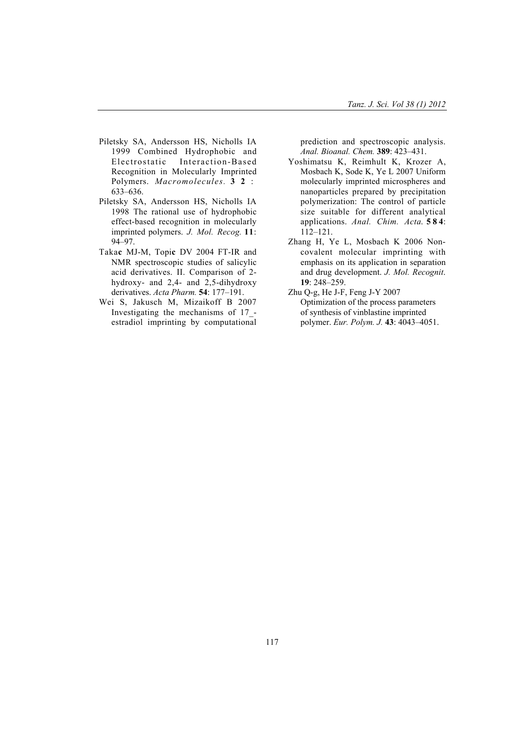Piletsky SA, Andersson HS, Nicholls IA 1999 Combined Hydrophobic and Electrostatic Interaction-Based Recognition in Molecularly Imprinted Polymers. *Macromolecules.* **32**: 633–636.

Piletsky SA, Andersson HS, Nicholls IA 1998 The rational use of hydrophobic effect-based recognition in molecularly imprinted polymers. *J. Mol. Recog.* **11**: 94–97.

Taka**c** MJ-M, Topi**c** DV 2004 FT-IR and NMR spectroscopic studies of salicylic acid derivatives. II. Comparison of 2-hydroxy- and 2,4- and 2,5-dihydroxy derivatives. *Acta Pharm.* **54**: 177–191.

Wei S, Jakusch M, Mizaikoff B 2007 Investigating the mechanisms of 17_-estradiol imprinting by computational prediction and spectroscopic analysis. *Anal. Bioanal. Chem.* **389**: 423–431.

Yoshimatsu K, Reimhult K, Krozer A, Mosbach K, Sode K, Ye L 2007 Uniform molecularly imprinted microspheres and nanoparticles prepared by precipitation polymerization: The control of particle size suitable for different analytical applications. *Anal. Chim. Acta.* **584**: 112–121.

Zhang H, Ye L, Mosbach K 2006 Non-covalent molecular imprinting with emphasis on its application in separation and drug development. *J. Mol. Recognit.* **19**: 248–259.

Zhu Q-g, He J-F, Feng J-Y 2007 Optimization of the process parameters of synthesis of vinblastine imprinted polymer. *Eur. Polym. J.* **43**: 4043–4051.